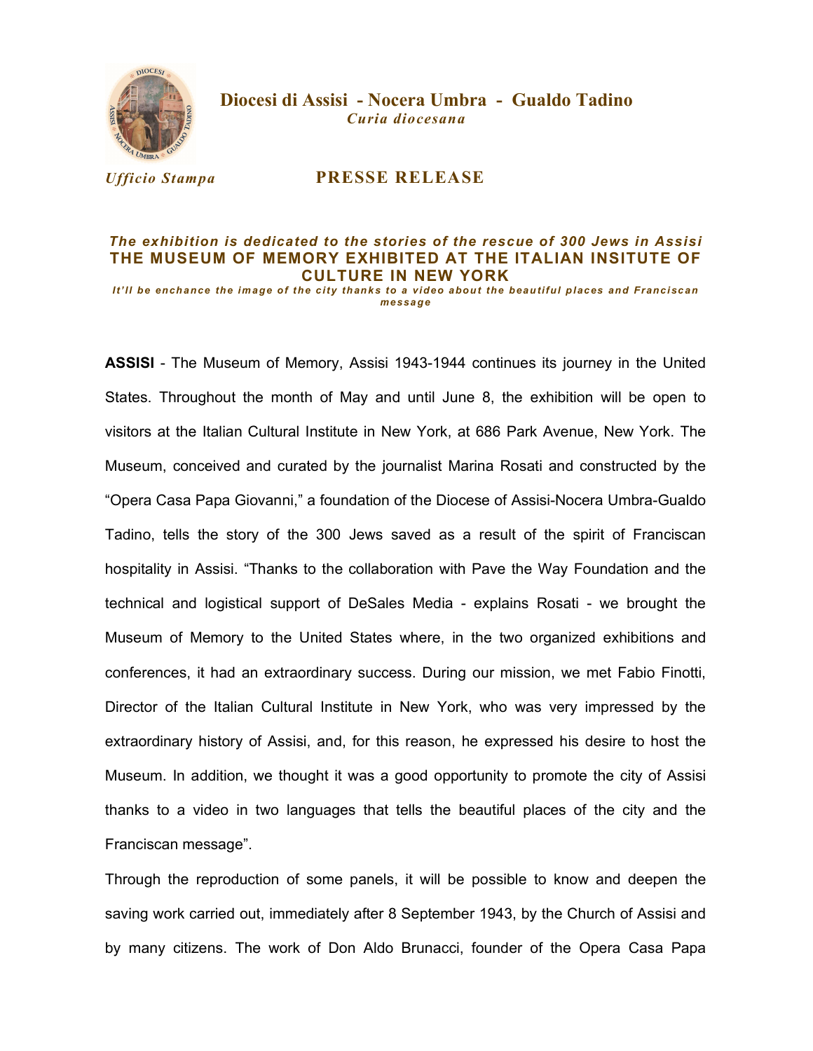**Diocesi di Assisi - Nocera Umbra - Gualdo Tadino**
*Curia diocesana*

*Ufficio Stampa*

**PRESSE RELEASE**

***The exhibition is dedicated to the stories of the rescue of 300 Jews in Assisi***

# THE MUSEUM OF MEMORY EXHIBITED AT THE ITALIAN INSITUTE OF CULTURE IN NEW YORK

***It'll be enchance the image of the city thanks to a video about the beautiful places and Franciscan message***

**ASSISI** - The Museum of Memory, Assisi 1943-1944 continues its journey in the United States. Throughout the month of May and until June 8, the exhibition will be open to visitors at the Italian Cultural Institute in New York, at 686 Park Avenue, New York. The Museum, conceived and curated by the journalist Marina Rosati and constructed by the "Opera Casa Papa Giovanni," a foundation of the Diocese of Assisi-Nocera Umbra-Gualdo Tadino, tells the story of the 300 Jews saved as a result of the spirit of Franciscan hospitality in Assisi. "Thanks to the collaboration with Pave the Way Foundation and the technical and logistical support of DeSales Media - explains Rosati - we brought the Museum of Memory to the United States where, in the two organized exhibitions and conferences, it had an extraordinary success. During our mission, we met Fabio Finotti, Director of the Italian Cultural Institute in New York, who was very impressed by the extraordinary history of Assisi, and, for this reason, he expressed his desire to host the Museum. In addition, we thought it was a good opportunity to promote the city of Assisi thanks to a video in two languages that tells the beautiful places of the city and the Franciscan message".

Through the reproduction of some panels, it will be possible to know and deepen the saving work carried out, immediately after 8 September 1943, by the Church of Assisi and by many citizens. The work of Don Aldo Brunacci, founder of the Opera Casa Papa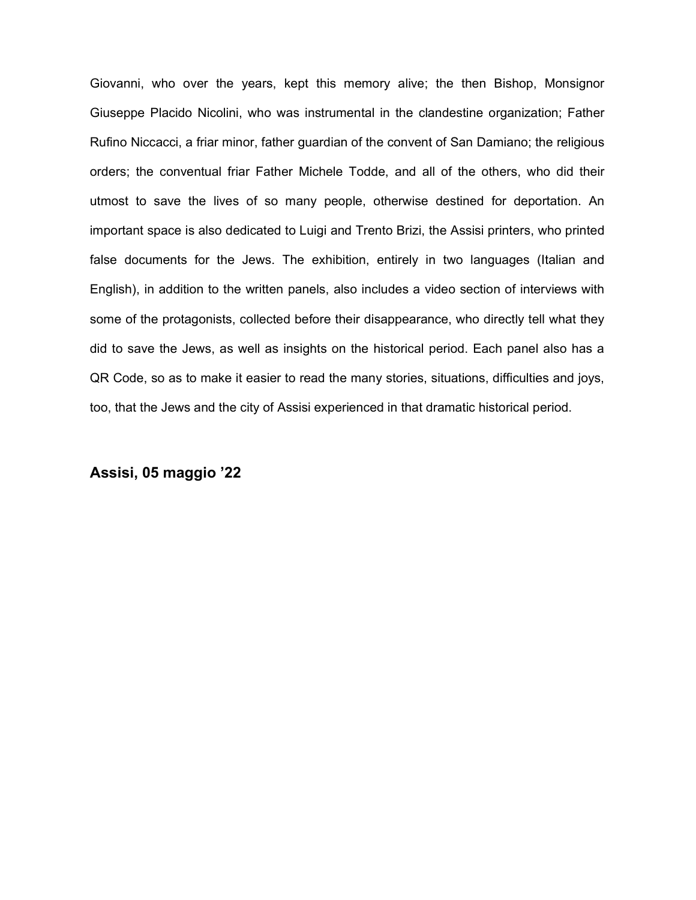Giovanni, who over the years, kept this memory alive; the then Bishop, Monsignor Giuseppe Placido Nicolini, who was instrumental in the clandestine organization; Father Rufino Niccacci, a friar minor, father guardian of the convent of San Damiano; the religious orders; the conventual friar Father Michele Todde, and all of the others, who did their utmost to save the lives of so many people, otherwise destined for deportation. An important space is also dedicated to Luigi and Trento Brizi, the Assisi printers, who printed false documents for the Jews. The exhibition, entirely in two languages (Italian and English), in addition to the written panels, also includes a video section of interviews with some of the protagonists, collected before their disappearance, who directly tell what they did to save the Jews, as well as insights on the historical period. Each panel also has a QR Code, so as to make it easier to read the many stories, situations, difficulties and joys, too, that the Jews and the city of Assisi experienced in that dramatic historical period.

**Assisi, 05 maggio ’22**